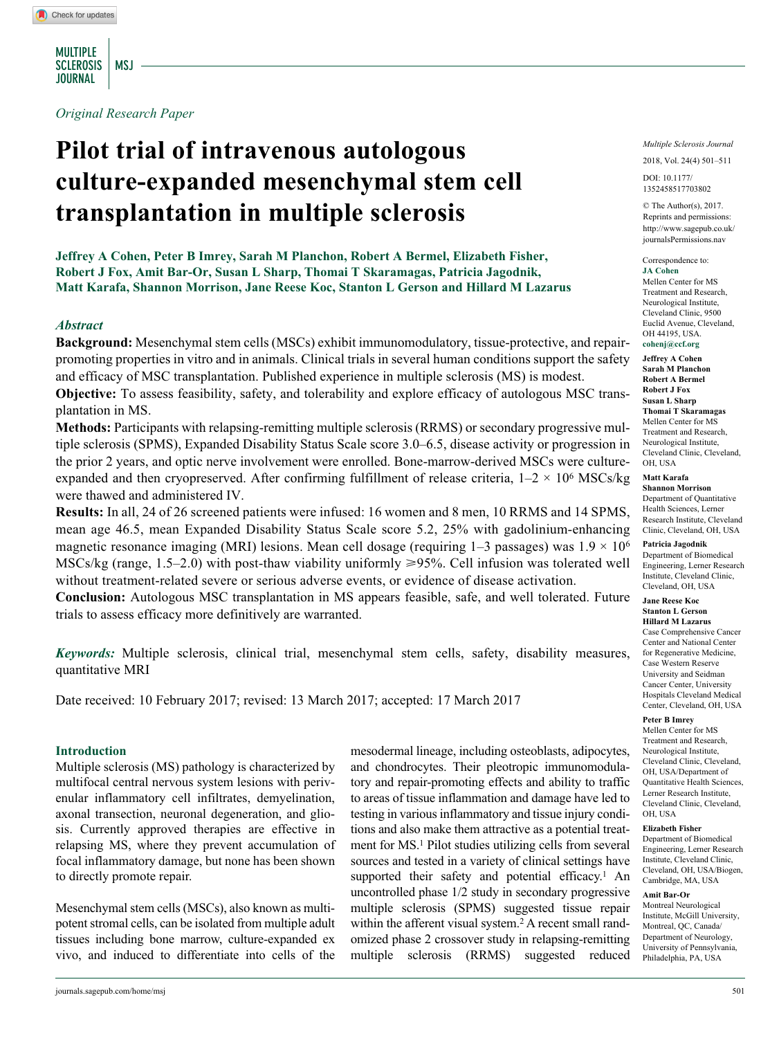*Original Research Paper*

# Pilot trial of intravenous autologous culture-expanded mesenchymal stem cell transplantation in multiple sclerosis

**Jeffrey A Cohen, Peter B Imrey, Sarah M Planchon, Robert A Bermel, Elizabeth Fisher, Robert J Fox, Amit Bar-Or, Susan L Sharp, Thomai T Skaramagas, Patricia Jagodnik, Matt Karafa, Shannon Morrison, Jane Reese Koc, Stanton L Gerson and Hillard M Lazarus**

### *Abstract*

**Background:** Mesenchymal stem cells (MSCs) exhibit immunomodulatory, tissue-protective, and repair-promoting properties in vitro and in animals. Clinical trials in several human conditions support the safety and efficacy of MSC transplantation. Published experience in multiple sclerosis (MS) is modest.

**Objective:** To assess feasibility, safety, and tolerability and explore efficacy of autologous MSC transplantation in MS.

**Methods:** Participants with relapsing-remitting multiple sclerosis (RRMS) or secondary progressive multiple sclerosis (SPMS), Expanded Disability Status Scale score 3.0–6.5, disease activity or progression in the prior 2 years, and optic nerve involvement were enrolled. Bone-marrow-derived MSCs were culture-expanded and then cryopreserved. After confirming fulfillment of release criteria, $1–2 \times 10^6$ MSCs/kg were thawed and administered IV.

**Results:** In all, 24 of 26 screened patients were infused: 16 women and 8 men, 10 RRMS and 14 SPMS, mean age 46.5, mean Expanded Disability Status Scale score 5.2, 25% with gadolinium-enhancing magnetic resonance imaging (MRI) lesions. Mean cell dosage (requiring 1–3 passages) was $1.9 \times 10^6$ MSCs/kg (range, 1.5–2.0) with post-thaw viability uniformly ⩾95%. Cell infusion was tolerated well without treatment-related severe or serious adverse events, or evidence of disease activation.

**Conclusion:** Autologous MSC transplantation in MS appears feasible, safe, and well tolerated. Future trials to assess efficacy more definitively are warranted.

***Keywords:*** Multiple sclerosis, clinical trial, mesenchymal stem cells, safety, disability measures, quantitative MRI

Date received: 10 February 2017; revised: 13 March 2017; accepted: 17 March 2017

Multiple Sclerosis Journal

2018, Vol. 24(4) 501–511

DOI: 10.1177/1352458517703802

© The Author(s), 2017. Reprints and permissions: http://www.sagepub.co.uk/journalsPermissions.nav

Correspondence to:
**JA Cohen**
Mellen Center for MS Treatment and Research, Neurological Institute, Cleveland Clinic, 9500 Euclid Avenue, Cleveland, OH 44195, USA.
**cohenj@ccf.org**

**Jeffrey A Cohen**
**Sarah M Planchon**
**Robert A Bermel**
**Robert J Fox**
**Susan L Sharp**
**Thomai T Skaramagas**
Mellen Center for MS Treatment and Research, Neurological Institute, Cleveland Clinic, Cleveland, OH, USA

**Matt Karafa**
**Shannon Morrison**
Department of Quantitative Health Sciences, Lerner Research Institute, Cleveland Clinic, Cleveland, OH, USA

**Patricia Jagodnik**
Department of Biomedical Engineering, Lerner Research Institute, Cleveland Clinic, Cleveland, OH, USA

**Jane Reese Koc**
**Stanton L Gerson**
**Hillard M Lazarus**
Case Comprehensive Cancer Center and National Center for Regenerative Medicine, Case Western Reserve University and Seidman Cancer Center, University Hospitals Cleveland Medical Center, Cleveland, OH, USA

**Peter B Imrey**
Mellen Center for MS Treatment and Research, Neurological Institute, Cleveland Clinic, Cleveland, OH, USA/Department of Quantitative Health Sciences, Lerner Research Institute, Cleveland Clinic, Cleveland, OH, USA

**Elizabeth Fisher**
Department of Biomedical Engineering, Lerner Research Institute, Cleveland Clinic, Cleveland, OH, USA/Biogen, Cambridge, MA, USA

**Amit Bar-Or**
Montreal Neurological Institute, McGill University, Montreal, QC, Canada/Department of Neurology, University of Pennsylvania, Philadelphia, PA, USA

## Introduction

Multiple sclerosis (MS) pathology is characterized by multifocal central nervous system lesions with perivenular inflammatory cell infiltrates, demyelination, axonal transection, neuronal degeneration, and gliosis. Currently approved therapies are effective in relapsing MS, where they prevent accumulation of focal inflammatory damage, but none has been shown to directly promote repair.

Mesenchymal stem cells (MSCs), also known as multipotent stromal cells, can be isolated from multiple adult tissues including bone marrow, culture-expanded ex vivo, and induced to differentiate into cells of the mesodermal lineage, including osteoblasts, adipocytes, and chondrocytes. Their pleotropic immunomodulatory and repair-promoting effects and ability to traffic to areas of tissue inflammation and damage have led to testing in various inflammatory and tissue injury conditions and also make them attractive as a potential treatment for MS.[1] Pilot studies utilizing cells from several sources and tested in a variety of clinical settings have supported their safety and potential efficacy.[1] An uncontrolled phase 1/2 study in secondary progressive multiple sclerosis (SPMS) suggested tissue repair within the afferent visual system.[2] A recent small randomized phase 2 crossover study in relapsing-remitting multiple sclerosis (RRMS) suggested reduced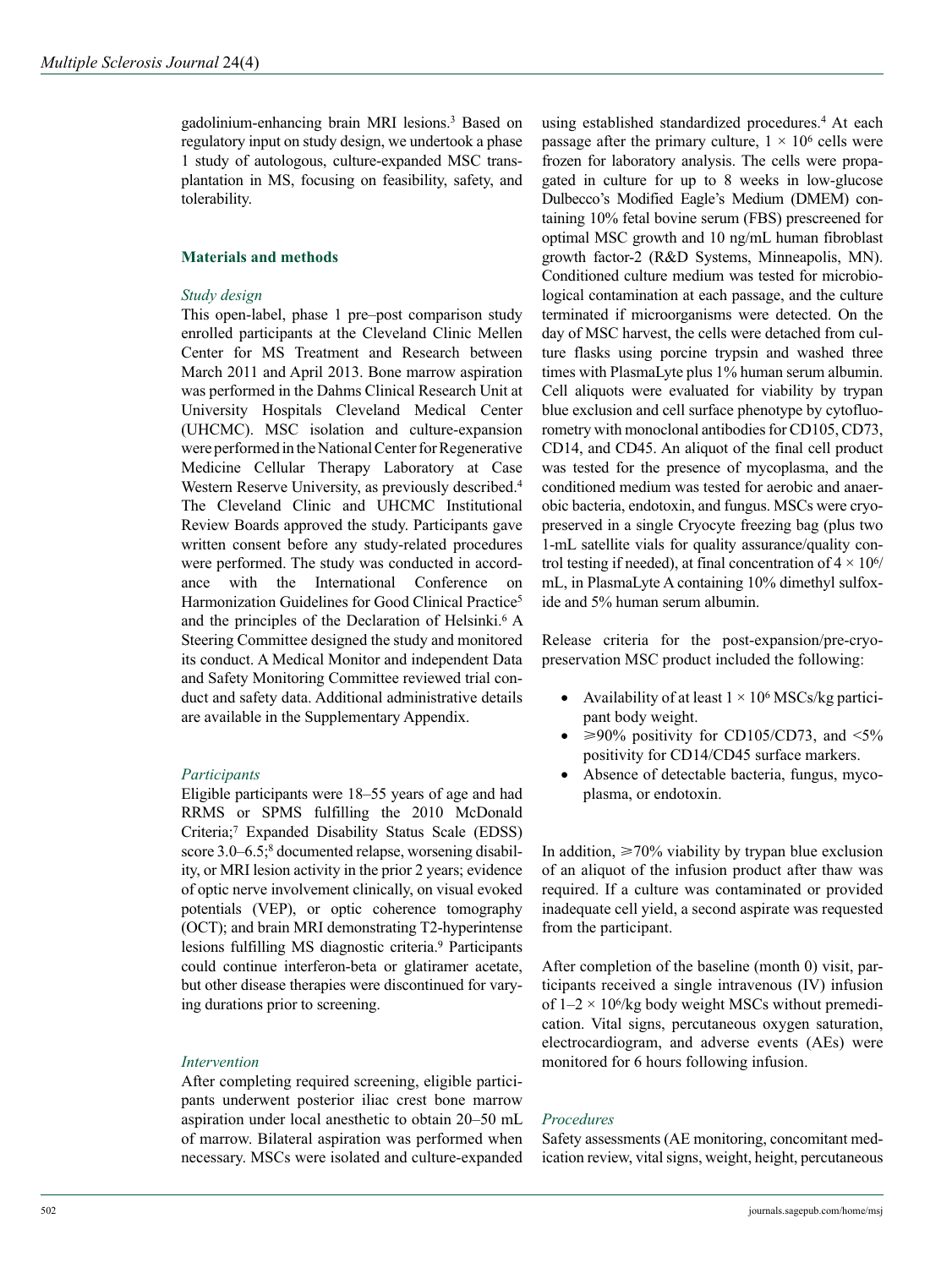gadolinium-enhancing brain MRI lesions.[3] Based on regulatory input on study design, we undertook a phase 1 study of autologous, culture-expanded MSC transplantation in MS, focusing on feasibility, safety, and tolerability.

## Materials and methods

### *Study design*

This open-label, phase 1 pre–post comparison study enrolled participants at the Cleveland Clinic Mellen Center for MS Treatment and Research between March 2011 and April 2013. Bone marrow aspiration was performed in the Dahms Clinical Research Unit at University Hospitals Cleveland Medical Center (UHCMC). MSC isolation and culture-expansion were performed in the National Center for Regenerative Medicine Cellular Therapy Laboratory at Case Western Reserve University, as previously described.[4] The Cleveland Clinic and UHCMC Institutional Review Boards approved the study. Participants gave written consent before any study-related procedures were performed. The study was conducted in accordance with the International Conference on Harmonization Guidelines for Good Clinical Practice[5] and the principles of the Declaration of Helsinki.[6] A Steering Committee designed the study and monitored its conduct. A Medical Monitor and independent Data and Safety Monitoring Committee reviewed trial conduct and safety data. Additional administrative details are available in the Supplementary Appendix.

### *Participants*

Eligible participants were 18–55 years of age and had RRMS or SPMS fulfilling the 2010 McDonald Criteria;[7] Expanded Disability Status Scale (EDSS) score 3.0–6.5;[8] documented relapse, worsening disability, or MRI lesion activity in the prior 2 years; evidence of optic nerve involvement clinically, on visual evoked potentials (VEP), or optic coherence tomography (OCT); and brain MRI demonstrating T2-hyperintense lesions fulfilling MS diagnostic criteria.[9] Participants could continue interferon-beta or glatiramer acetate, but other disease therapies were discontinued for varying durations prior to screening.

### *Intervention*

After completing required screening, eligible participants underwent posterior iliac crest bone marrow aspiration under local anesthetic to obtain 20–50 mL of marrow. Bilateral aspiration was performed when necessary. MSCs were isolated and culture-expanded using established standardized procedures.[4] At each passage after the primary culture, $1 \times 10^6$ cells were frozen for laboratory analysis. The cells were propagated in culture for up to 8 weeks in low-glucose Dulbecco's Modified Eagle's Medium (DMEM) containing 10% fetal bovine serum (FBS) prescreened for optimal MSC growth and 10 ng/mL human fibroblast growth factor-2 (R&D Systems, Minneapolis, MN). Conditioned culture medium was tested for microbiological contamination at each passage, and the culture terminated if microorganisms were detected. On the day of MSC harvest, the cells were detached from culture flasks using porcine trypsin and washed three times with PlasmaLyte plus 1% human serum albumin. Cell aliquots were evaluated for viability by trypan blue exclusion and cell surface phenotype by cytofluorometry with monoclonal antibodies for CD105, CD73, CD14, and CD45. An aliquot of the final cell product was tested for the presence of mycoplasma, and the conditioned medium was tested for aerobic and anaerobic bacteria, endotoxin, and fungus. MSCs were cryopreserved in a single Cryocyte freezing bag (plus two 1-mL satellite vials for quality assurance/quality control testing if needed), at final concentration of $4 \times 10^6$/mL, in PlasmaLyte A containing 10% dimethyl sulfoxide and 5% human serum albumin.

Release criteria for the post-expansion/pre-cryopreservation MSC product included the following:

- Availability of at least $1 \times 10^6$ MSCs/kg participant body weight.
- $\geqslant$90% positivity for CD105/CD73, and <5% positivity for CD14/CD45 surface markers.
- Absence of detectable bacteria, fungus, mycoplasma, or endotoxin.

In addition, $\geqslant$70% viability by trypan blue exclusion of an aliquot of the infusion product after thaw was required. If a culture was contaminated or provided inadequate cell yield, a second aspirate was requested from the participant.

After completion of the baseline (month 0) visit, participants received a single intravenous (IV) infusion of $1–2 \times 10^6$/kg body weight MSCs without premedication. Vital signs, percutaneous oxygen saturation, electrocardiogram, and adverse events (AEs) were monitored for 6 hours following infusion.

### *Procedures*

Safety assessments (AE monitoring, concomitant medication review, vital signs, weight, height, percutaneous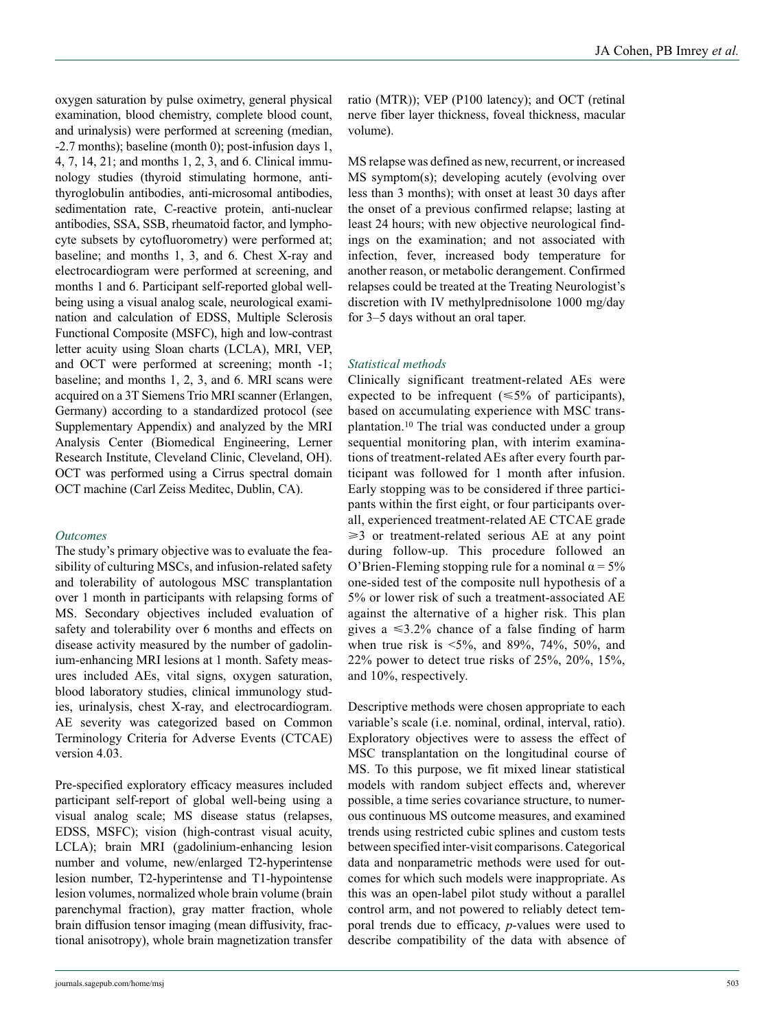oxygen saturation by pulse oximetry, general physical examination, blood chemistry, complete blood count, and urinalysis) were performed at screening (median, -2.7 months); baseline (month 0); post-infusion days 1, 4, 7, 14, 21; and months 1, 2, 3, and 6. Clinical immunology studies (thyroid stimulating hormone, anti-thyroglobulin antibodies, anti-microsomal antibodies, sedimentation rate, C-reactive protein, anti-nuclear antibodies, SSA, SSB, rheumatoid factor, and lymphocyte subsets by cytofluorometry) were performed at; baseline; and months 1, 3, and 6. Chest X-ray and electrocardiogram were performed at screening, and months 1 and 6. Participant self-reported global well-being using a visual analog scale, neurological examination and calculation of EDSS, Multiple Sclerosis Functional Composite (MSFC), high and low-contrast letter acuity using Sloan charts (LCLA), MRI, VEP, and OCT were performed at screening; month -1; baseline; and months 1, 2, 3, and 6. MRI scans were acquired on a 3T Siemens Trio MRI scanner (Erlangen, Germany) according to a standardized protocol (see Supplementary Appendix) and analyzed by the MRI Analysis Center (Biomedical Engineering, Lerner Research Institute, Cleveland Clinic, Cleveland, OH). OCT was performed using a Cirrus spectral domain OCT machine (Carl Zeiss Meditec, Dublin, CA).

### *Outcomes*

The study's primary objective was to evaluate the feasibility of culturing MSCs, and infusion-related safety and tolerability of autologous MSC transplantation over 1 month in participants with relapsing forms of MS. Secondary objectives included evaluation of safety and tolerability over 6 months and effects on disease activity measured by the number of gadolinium-enhancing MRI lesions at 1 month. Safety measures included AEs, vital signs, oxygen saturation, blood laboratory studies, clinical immunology studies, urinalysis, chest X-ray, and electrocardiogram. AE severity was categorized based on Common Terminology Criteria for Adverse Events (CTCAE) version 4.03.

Pre-specified exploratory efficacy measures included participant self-report of global well-being using a visual analog scale; MS disease status (relapses, EDSS, MSFC); vision (high-contrast visual acuity, LCLA); brain MRI (gadolinium-enhancing lesion number and volume, new/enlarged T2-hyperintense lesion number, T2-hyperintense and T1-hypointense lesion volumes, normalized whole brain volume (brain parenchymal fraction), gray matter fraction, whole brain diffusion tensor imaging (mean diffusivity, fractional anisotropy), whole brain magnetization transfer ratio (MTR)); VEP (P100 latency); and OCT (retinal nerve fiber layer thickness, foveal thickness, macular volume).

MS relapse was defined as new, recurrent, or increased MS symptom(s); developing acutely (evolving over less than 3 months); with onset at least 30 days after the onset of a previous confirmed relapse; lasting at least 24 hours; with new objective neurological findings on the examination; and not associated with infection, fever, increased body temperature for another reason, or metabolic derangement. Confirmed relapses could be treated at the Treating Neurologist's discretion with IV methylprednisolone 1000 mg/day for 3–5 days without an oral taper.

### *Statistical methods*

Clinically significant treatment-related AEs were expected to be infrequent ($\leqslant$5% of participants), based on accumulating experience with MSC transplantation.[10] The trial was conducted under a group sequential monitoring plan, with interim examinations of treatment-related AEs after every fourth participant was followed for 1 month after infusion. Early stopping was to be considered if three participants within the first eight, or four participants overall, experienced treatment-related AE CTCAE grade $\geqslant$3 or treatment-related serious AE at any point during follow-up. This procedure followed an O'Brien-Fleming stopping rule for a nominal $\alpha = 5\%$ one-sided test of the composite null hypothesis of a 5% or lower risk of such a treatment-associated AE against the alternative of a higher risk. This plan gives a $\leqslant$3.2% chance of a false finding of harm when true risk is <5%, and 89%, 74%, 50%, and 22% power to detect true risks of 25%, 20%, 15%, and 10%, respectively.

Descriptive methods were chosen appropriate to each variable's scale (i.e. nominal, ordinal, interval, ratio). Exploratory objectives were to assess the effect of MSC transplantation on the longitudinal course of MS. To this purpose, we fit mixed linear statistical models with random subject effects and, wherever possible, a time series covariance structure, to numerous continuous MS outcome measures, and examined trends using restricted cubic splines and custom tests between specified inter-visit comparisons. Categorical data and nonparametric methods were used for outcomes for which such models were inappropriate. As this was an open-label pilot study without a parallel control arm, and not powered to reliably detect temporal trends due to efficacy, *p*-values were used to describe compatibility of the data with absence of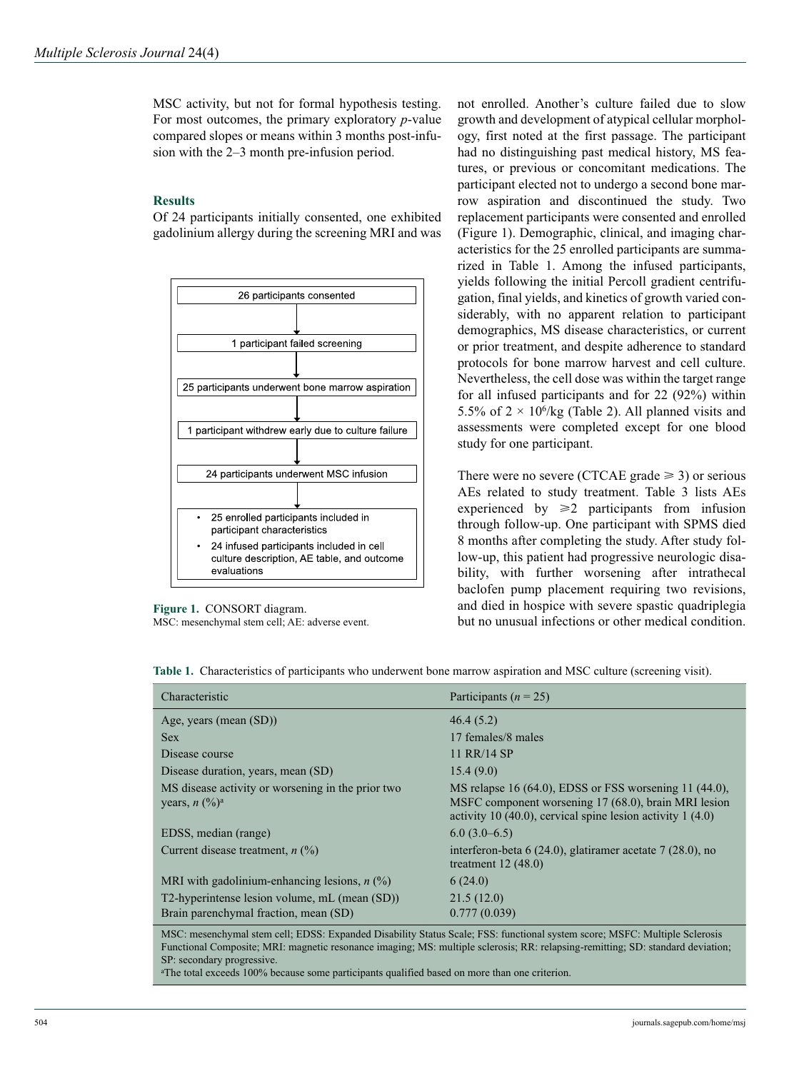MSC activity, but not for formal hypothesis testing. For most outcomes, the primary exploratory *p*-value compared slopes or means within 3 months post-infusion with the 2–3 month pre-infusion period.

## Results

Of 24 participants initially consented, one exhibited gadolinium allergy during the screening MRI and was not enrolled. Another's culture failed due to slow growth and development of atypical cellular morphology, first noted at the first passage. The participant had no distinguishing past medical history, MS features, or previous or concomitant medications. The participant elected not to undergo a second bone marrow aspiration and discontinued the study. Two replacement participants were consented and enrolled (Figure 1). Demographic, clinical, and imaging characteristics for the 25 enrolled participants are summarized in Table 1. Among the infused participants, yields following the initial Percoll gradient centrifugation, final yields, and kinetics of growth varied considerably, with no apparent relation to participant demographics, MS disease characteristics, or current or prior treatment, and despite adherence to standard protocols for bone marrow harvest and cell culture. Nevertheless, the cell dose was within the target range for all infused participants and for 22 (92%) within 5.5% of $2 \times 10^6$/kg (Table 2). All planned visits and assessments were completed except for one blood study for one participant.

26 participants consented
↓
1 participant failed screening
↓
25 participants underwent bone marrow aspiration
↓
1 participant withdrew early due to culture failure
↓
24 participants underwent MSC infusion
↓
- 25 enrolled participants included in participant characteristics
- 24 infused participants included in cell culture description, AE table, and outcome evaluations

**Figure 1.** CONSORT diagram.
MSC: mesenchymal stem cell; AE: adverse event.

There were no severe (CTCAE grade ⩾ 3) or serious AEs related to study treatment. Table 3 lists AEs experienced by ⩾2 participants from infusion through follow-up. One participant with SPMS died 8 months after completing the study. After study follow-up, this patient had progressive neurologic disability, with further worsening after intrathecal baclofen pump placement requiring two revisions, and died in hospice with severe spastic quadriplegia but no unusual infections or other medical condition.

**Table 1.** Characteristics of participants who underwent bone marrow aspiration and MSC culture (screening visit).

| Characteristic | Participants (*n* = 25) |
|---|---|
| Age, years (mean (SD)) | 46.4 (5.2) |
| Sex | 17 females/8 males |
| Disease course | 11 RR/14 SP |
| Disease duration, years, mean (SD) | 15.4 (9.0) |
| MS disease activity or worsening in the prior two years, *n* (%)[a] | MS relapse 16 (64.0), EDSS or FSS worsening 11 (44.0), MSFC component worsening 17 (68.0), brain MRI lesion activity 10 (40.0), cervical spine lesion activity 1 (4.0) |
| EDSS, median (range) | 6.0 (3.0–6.5) |
| Current disease treatment, *n* (%) | interferon-beta 6 (24.0), glatiramer acetate 7 (28.0), no treatment 12 (48.0) |
| MRI with gadolinium-enhancing lesions, *n* (%) | 6 (24.0) |
| T2-hyperintense lesion volume, mL (mean (SD)) | 21.5 (12.0) |
| Brain parenchymal fraction, mean (SD) | 0.777 (0.039) |

MSC: mesenchymal stem cell; EDSS: Expanded Disability Status Scale; FSS: functional system score; MSFC: Multiple Sclerosis Functional Composite; MRI: magnetic resonance imaging; MS: multiple sclerosis; RR: relapsing-remitting; SD: standard deviation; SP: secondary progressive.
[a]The total exceeds 100% because some participants qualified based on more than one criterion.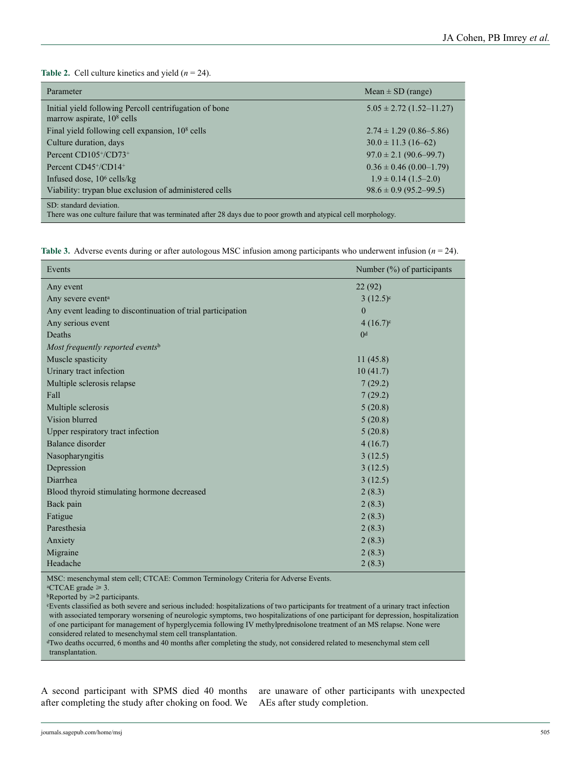**Table 2.** Cell culture kinetics and yield ($n$ = 24).

| Parameter | Mean ± SD (range) |
|---|---|
| Initial yield following Percoll centrifugation of bone marrow aspirate, $10^8$ cells | 5.05 ± 2.72 (1.52–11.27) |
| Final yield following cell expansion, $10^8$ cells | 2.74 ± 1.29 (0.86–5.86) |
| Culture duration, days | 30.0 ± 11.3 (16–62) |
| Percent $CD105^+/CD73^+$ | 97.0 ± 2.1 (90.6–99.7) |
| Percent $CD45^+/CD14^+$ | 0.36 ± 0.46 (0.00–1.79) |
| Infused dose, $10^6$ cells/kg | 1.9 ± 0.14 (1.5–2.0) |
| Viability: trypan blue exclusion of administered cells | 98.6 ± 0.9 (95.2–99.5) |

SD: standard deviation.
There was one culture failure that was terminated after 28 days due to poor growth and atypical cell morphology.

**Table 3.** Adverse events during or after autologous MSC infusion among participants who underwent infusion ($n$ = 24).

| Events | Number (%) of participants |
|---|---|
| Any event | 22 (92) |
| Any severe event[a] | 3 (12.5)[c] |
| Any event leading to discontinuation of trial participation | 0 |
| Any serious event | 4 (16.7)[c] |
| Deaths | 0[d] |
| *Most frequently reported events*[b] | |
| Muscle spasticity | 11 (45.8) |
| Urinary tract infection | 10 (41.7) |
| Multiple sclerosis relapse | 7 (29.2) |
| Fall | 7 (29.2) |
| Multiple sclerosis | 5 (20.8) |
| Vision blurred | 5 (20.8) |
| Upper respiratory tract infection | 5 (20.8) |
| Balance disorder | 4 (16.7) |
| Nasopharyngitis | 3 (12.5) |
| Depression | 3 (12.5) |
| Diarrhea | 3 (12.5) |
| Blood thyroid stimulating hormone decreased | 2 (8.3) |
| Back pain | 2 (8.3) |
| Fatigue | 2 (8.3) |
| Paresthesia | 2 (8.3) |
| Anxiety | 2 (8.3) |
| Migraine | 2 (8.3) |
| Headache | 2 (8.3) |

MSC: mesenchymal stem cell; CTCAE: Common Terminology Criteria for Adverse Events.
[a]CTCAE grade ⩾ 3.
[b]Reported by ⩾2 participants.
[c]Events classified as both severe and serious included: hospitalizations of two participants for treatment of a urinary tract infection with associated temporary worsening of neurologic symptoms, two hospitalizations of one participant for depression, hospitalization of one participant for management of hyperglycemia following IV methylprednisolone treatment of an MS relapse. None were considered related to mesenchymal stem cell transplantation.
[d]Two deaths occurred, 6 months and 40 months after completing the study, not considered related to mesenchymal stem cell transplantation.

A second participant with SPMS died 40 months after completing the study after choking on food. We are unaware of other participants with unexpected AEs after study completion.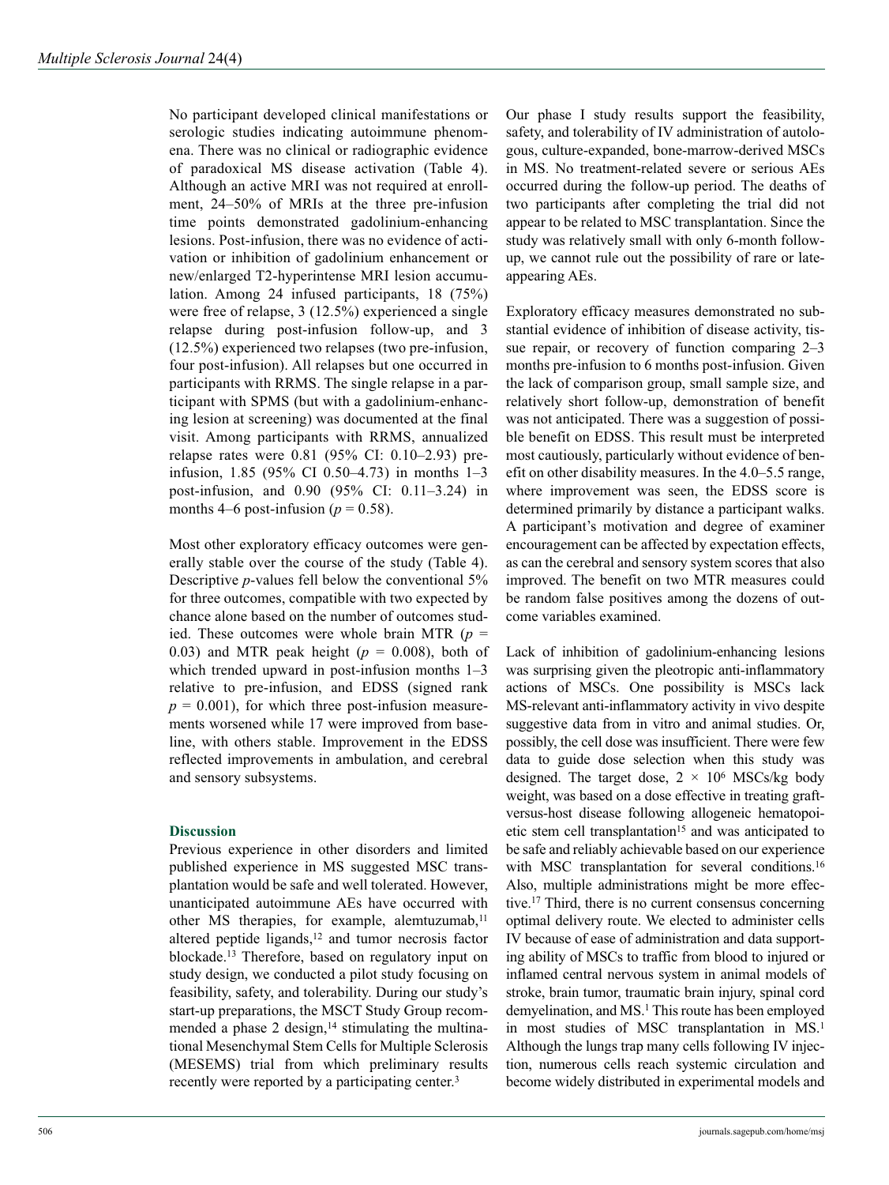No participant developed clinical manifestations or serologic studies indicating autoimmune phenomena. There was no clinical or radiographic evidence of paradoxical MS disease activation (Table 4). Although an active MRI was not required at enrollment, 24–50% of MRIs at the three pre-infusion time points demonstrated gadolinium-enhancing lesions. Post-infusion, there was no evidence of activation or inhibition of gadolinium enhancement or new/enlarged T2-hyperintense MRI lesion accumulation. Among 24 infused participants, 18 (75%) were free of relapse, 3 (12.5%) experienced a single relapse during post-infusion follow-up, and 3 (12.5%) experienced two relapses (two pre-infusion, four post-infusion). All relapses but one occurred in participants with RRMS. The single relapse in a participant with SPMS (but with a gadolinium-enhancing lesion at screening) was documented at the final visit. Among participants with RRMS, annualized relapse rates were 0.81 (95% CI: 0.10–2.93) pre-infusion, 1.85 (95% CI 0.50–4.73) in months 1–3 post-infusion, and 0.90 (95% CI: 0.11–3.24) in months 4–6 post-infusion ($p = 0.58$).

Most other exploratory efficacy outcomes were generally stable over the course of the study (Table 4). Descriptive *p*-values fell below the conventional 5% for three outcomes, compatible with two expected by chance alone based on the number of outcomes studied. These outcomes were whole brain MTR ($p = 0.03$) and MTR peak height ($p = 0.008$), both of which trended upward in post-infusion months 1–3 relative to pre-infusion, and EDSS (signed rank $p = 0.001$), for which three post-infusion measurements worsened while 17 were improved from baseline, with others stable. Improvement in the EDSS reflected improvements in ambulation, and cerebral and sensory subsystems.

## Discussion

Previous experience in other disorders and limited published experience in MS suggested MSC transplantation would be safe and well tolerated. However, unanticipated autoimmune AEs have occurred with other MS therapies, for example, alemtuzumab,[11] altered peptide ligands,[12] and tumor necrosis factor blockade.[13] Therefore, based on regulatory input on study design, we conducted a pilot study focusing on feasibility, safety, and tolerability. During our study's start-up preparations, the MSCT Study Group recommended a phase 2 design,[14] stimulating the multinational Mesenchymal Stem Cells for Multiple Sclerosis (MESEMS) trial from which preliminary results recently were reported by a participating center.[3]

Our phase I study results support the feasibility, safety, and tolerability of IV administration of autologous, culture-expanded, bone-marrow-derived MSCs in MS. No treatment-related severe or serious AEs occurred during the follow-up period. The deaths of two participants after completing the trial did not appear to be related to MSC transplantation. Since the study was relatively small with only 6-month follow-up, we cannot rule out the possibility of rare or late-appearing AEs.

Exploratory efficacy measures demonstrated no substantial evidence of inhibition of disease activity, tissue repair, or recovery of function comparing 2–3 months pre-infusion to 6 months post-infusion. Given the lack of comparison group, small sample size, and relatively short follow-up, demonstration of benefit was not anticipated. There was a suggestion of possible benefit on EDSS. This result must be interpreted most cautiously, particularly without evidence of benefit on other disability measures. In the 4.0–5.5 range, where improvement was seen, the EDSS score is determined primarily by distance a participant walks. A participant's motivation and degree of examiner encouragement can be affected by expectation effects, as can the cerebral and sensory system scores that also improved. The benefit on two MTR measures could be random false positives among the dozens of outcome variables examined.

Lack of inhibition of gadolinium-enhancing lesions was surprising given the pleotropic anti-inflammatory actions of MSCs. One possibility is MSCs lack MS-relevant anti-inflammatory activity in vivo despite suggestive data from in vitro and animal studies. Or, possibly, the cell dose was insufficient. There were few data to guide dose selection when this study was designed. The target dose, $2 \times 10^6$ MSCs/kg body weight, was based on a dose effective in treating graft-versus-host disease following allogeneic hematopoietic stem cell transplantation[15] and was anticipated to be safe and reliably achievable based on our experience with MSC transplantation for several conditions.[16] Also, multiple administrations might be more effective.[17] Third, there is no current consensus concerning optimal delivery route. We elected to administer cells IV because of ease of administration and data supporting ability of MSCs to traffic from blood to injured or inflamed central nervous system in animal models of stroke, brain tumor, traumatic brain injury, spinal cord demyelination, and MS.[1] This route has been employed in most studies of MSC transplantation in MS.[1] Although the lungs trap many cells following IV injection, numerous cells reach systemic circulation and become widely distributed in experimental models and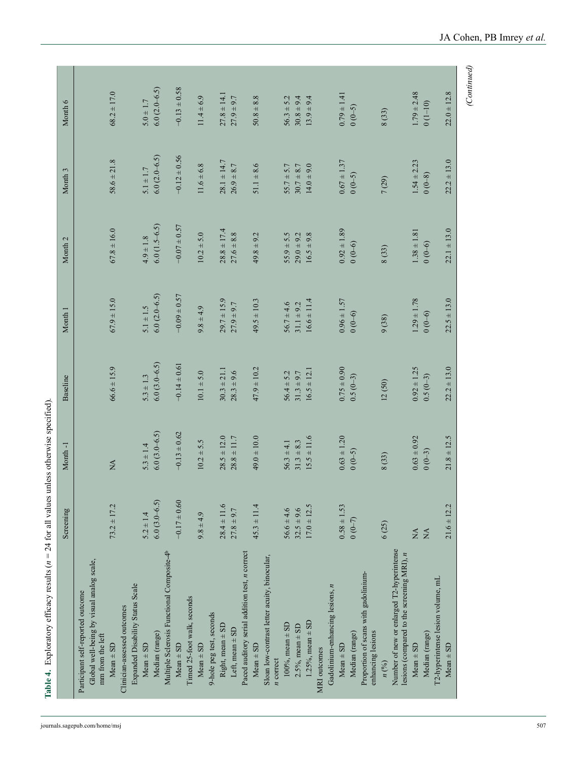**Table 4.** Exploratory efficacy results ($n$ = 24 for all values unless otherwise specified).

| | Screening | Month -1 | Baseline | Month 1 | Month 2 | Month 3 | Month 6 |
|---|---|---|---|---|---|---|---|
| Participant self-reported outcome | | | | | | | |
| Global well-being by visual analog scale, mm from the left | | | | | | | |
| Mean ± SD | 73.2 ± 17.2 | NA | 66.6 ± 15.9 | 67.9 ± 15.0 | 67.8 ± 16.0 | 58.6 ± 21.8 | 68.2 ± 17.0 |
| Clinician-assessed outcomes | | | | | | | |
| Expanded Disability Status Scale | | | | | | | |
| Mean ± SD | 5.2 ± 1.4 | 5.3 ± 1.4 | 5.3 ± 1.3 | 5.1 ± 1.5 | 4.9 ± 1.8 | 5.1 ± 1.7 | 5.0 ± 1.7 |
| Median (range) | 6.0 (3.0–6.5) | 6.0 (3.0–6.5) | 6.0 (3.0–6.5) | 6.0 (2.0–6.5) | 6.0 (1.5–6.5) | 6.0 (2.0–6.5) | 6.0 (2.0–6.5) |
| Multiple Sclerosis Functional Composite-4[b] | | | | | | | |
| Mean ± SD | −0.17 ± 0.60 | −0.13 ± 0.62 | −0.14 ± 0.61 | −0.09 ± 0.57 | −0.07 ± 0.57 | −0.12 ± 0.56 | −0.13 ± 0.58 |
| Timed 25-foot walk, seconds | | | | | | | |
| Mean ± SD | 9.8 ± 4.9 | 10.2 ± 5.5 | 10.1 ± 5.0 | 9.8 ± 4.9 | 10.2 ± 5.0 | 11.6 ± 6.8 | 11.4 ± 6.9 |
| 9-hole peg test, seconds | | | | | | | |
| Right, mean ± SD | 28.4 ± 11.6 | 28.5 ± 12.0 | 30.3 ± 21.1 | 29.7 ± 15.9 | 28.8 ± 17.4 | 28.1 ± 14.7 | 27.8 ± 14.1 |
| Left, mean ± SD | 27.8 ± 9.7 | 28.8 ± 11.7 | 28.3 ± 9.6 | 27.9 ± 9.7 | 27.6 ± 8.8 | 26.9 ± 8.7 | 27.9 ± 9.7 |
| Paced auditory serial addition test, $n$ correct | | | | | | | |
| Mean ± SD | 45.3 ± 11.4 | 49.0 ± 10.0 | 47.9 ± 10.2 | 49.5 ± 10.3 | 49.8 ± 9.2 | 51.1 ± 8.6 | 50.8 ± 8.8 |
| Sloan low-contrast letter acuity, binocular, $n$ correct | | | | | | | |
| 100%, mean ± SD | 56.6 ± 4.6 | 56.3 ± 4.1 | 56.4 ± 5.2 | 56.7 ± 4.6 | 55.9 ± 5.5 | 55.7 ± 5.7 | 56.3 ± 5.2 |
| 2.5%, mean ± SD | 32.5 ± 9.6 | 31.3 ± 8.3 | 31.3 ± 9.7 | 31.1 ± 9.2 | 29.0 ± 9.2 | 30.7 ± 8.7 | 30.8 ± 9.4 |
| 1.25%, mean ± SD | 17.0 ± 12.5 | 15.5 ± 11.6 | 16.5 ± 12.1 | 16.6 ± 11.4 | 16.5 ± 9.8 | 14.0 ± 9.0 | 13.9 ± 9.4 |
| MRI outcomes | | | | | | | |
| Gadolinium-enhancing lesions, $n$ | | | | | | | |
| Mean ± SD | 0.58 ± 1.53 | 0.63 ± 1.20 | 0.75 ± 0.90 | 0.96 ± 1.57 | 0.92 ± 1.89 | 0.67 ± 1.37 | 0.79 ± 1.41 |
| Median (range) | 0 (0–7) | 0 (0–5) | 0.5 (0–3) | 0 (0–6) | 0 (0–6) | 0 (0–5) | 0 (0–5) |
| Proportion of scans with gadolinium-enhancing lesions | | | | | | | |
| $n$ (%) | 6 (25) | 8 (33) | 12 (50) | 9 (38) | 8 (33) | 7 (29) | 8 (33) |
| Number of new or enlarged T2-hyperintense lesions (compared to the screening MRI), $n$ | | | | | | | |
| Mean ± SD | NA | 0.63 ± 0.92 | 0.92 ± 1.25 | 1.29 ± 1.78 | 1.38 ± 1.81 | 1.54 ± 2.23 | 1.79 ± 2.48 |
| Median (range) | NA | 0 (0–3) | 0.5 (0–3) | 0 (0–6) | 0 (0–6) | 0 (0–8) | 0 (1–10) |
| T2-hyperintense lesion volume, mL | | | | | | | |
| Mean ± SD | 21.6 ± 12.2 | 21.8 ± 12.5 | 22.2 ± 13.0 | 22.5 ± 13.0 | 22.1 ± 13.0 | 22.2 ± 13.0 | 22.0 ± 12.8 |

*(Continued)*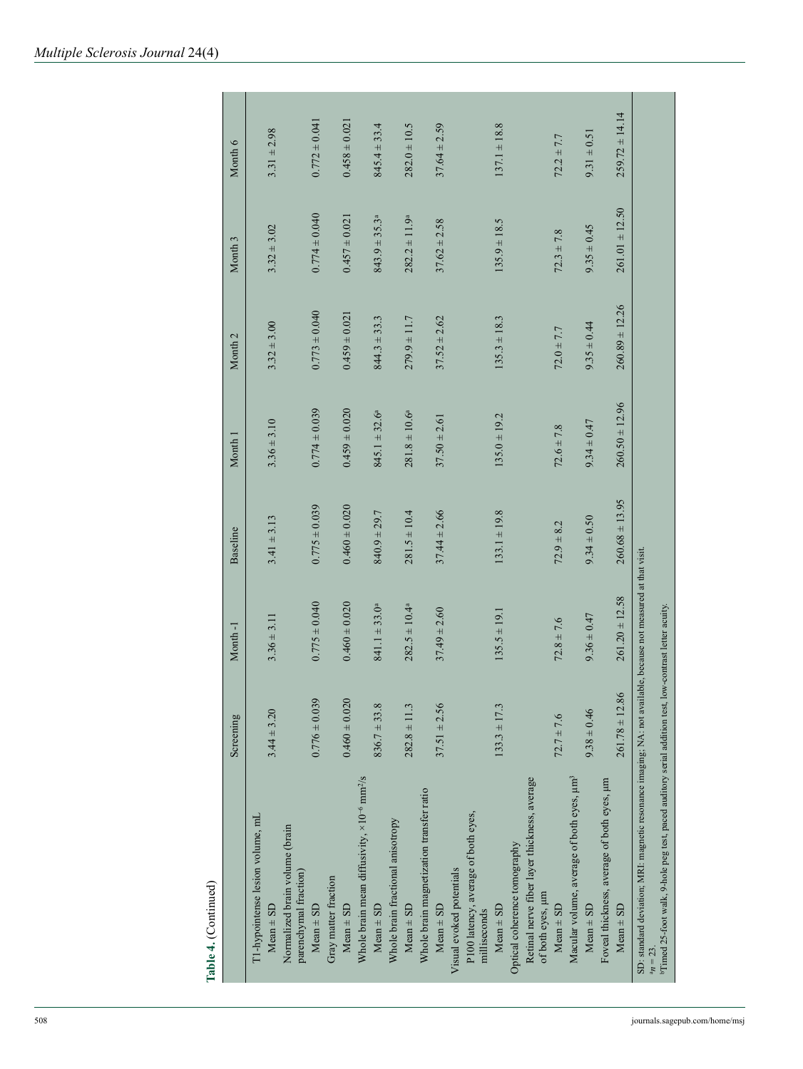**Table 4.** (Continued)

| | Screening | Month -1 | Baseline | Month 1 | Month 2 | Month 3 | Month 6 |
|---|---|---|---|---|---|---|---|
| T1-hypointense lesion volume, mL | | | | | | | |
| Mean ± SD | 3.44 ± 3.20 | 3.36 ± 3.11 | 3.41 ± 3.13 | 3.36 ± 3.10 | 3.32 ± 3.00 | 3.32 ± 3.02 | 3.31 ± 2.98 |
| Normalized brain volume (brain parenchymal fraction) | | | | | | | |
| Mean ± SD | 0.776 ± 0.039 | 0.775 ± 0.040 | 0.775 ± 0.039 | 0.774 ± 0.039 | 0.773 ± 0.040 | 0.774 ± 0.040 | 0.772 ± 0.041 |
| Gray matter fraction | | | | | | | |
| Mean ± SD | 0.460 ± 0.020 | 0.460 ± 0.020 | 0.460 ± 0.020 | 0.459 ± 0.020 | 0.459 ± 0.021 | 0.457 ± 0.021 | 0.458 ± 0.021 |
| Whole brain mean diffusivity, $\times 10^{-6}$ mm²/s | | | | | | | |
| Mean ± SD | 836.7 ± 33.8 | 841.1 ± 33.0[a] | 840.9 ± 29.7 | 845.1 ± 32.6[a] | 844.3 ± 33.3 | 843.9 ± 35.3[a] | 845.4 ± 33.4 |
| Whole brain fractional anisotropy | | | | | | | |
| Mean ± SD | 282.8 ± 11.3 | 282.5 ± 10.4[a] | 281.5 ± 10.4 | 281.8 ± 10.6[a] | 279.9 ± 11.7 | 282.2 ± 11.9[a] | 282.0 ± 10.5 |
| Whole brain magnetization transfer ratio | | | | | | | |
| Mean ± SD | 37.51 ± 2.56 | 37.49 ± 2.60 | 37.44 ± 2.66 | 37.50 ± 2.61 | 37.52 ± 2.62 | 37.62 ± 2.58 | 37.64 ± 2.59 |
| Visual evoked potentials | | | | | | | |
| P100 latency, average of both eyes, milliseconds | | | | | | | |
| Mean ± SD | 133.3 ± 17.3 | 135.5 ± 19.1 | 133.1 ± 19.8 | 135.0 ± 19.2 | 135.3 ± 18.3 | 135.9 ± 18.5 | 137.1 ± 18.8 |
| Optical coherence tomography | | | | | | | |
| Retinal nerve fiber layer thickness, average of both eyes, µm | | | | | | | |
| Mean ± SD | 72.7 ± 7.6 | 72.8 ± 7.6 | 72.9 ± 8.2 | 72.6 ± 7.8 | 72.0 ± 7.7 | 72.3 ± 7.8 | 72.2 ± 7.7 |
| Macular volume, average of both eyes, µm³ | | | | | | | |
| Mean ± SD | 9.38 ± 0.46 | 9.36 ± 0.47 | 9.34 ± 0.50 | 9.34 ± 0.47 | 9.35 ± 0.44 | 9.35 ± 0.45 | 9.31 ± 0.51 |
| Foveal thickness, average of both eyes, µm | | | | | | | |
| Mean ± SD | 261.78 ± 12.86 | 261.20 ± 12.58 | 260.68 ± 13.95 | 260.50 ± 12.96 | 260.89 ± 12.26 | 261.01 ± 12.50 | 259.72 ± 14.14 |

SD: standard deviation; MRI: magnetic resonance imaging; NA: not available, because not measured at that visit.
[a]$n = 23$.
[b]Timed 25-foot walk, 9-hole peg test, paced auditory serial addition test, low-contrast letter acuity.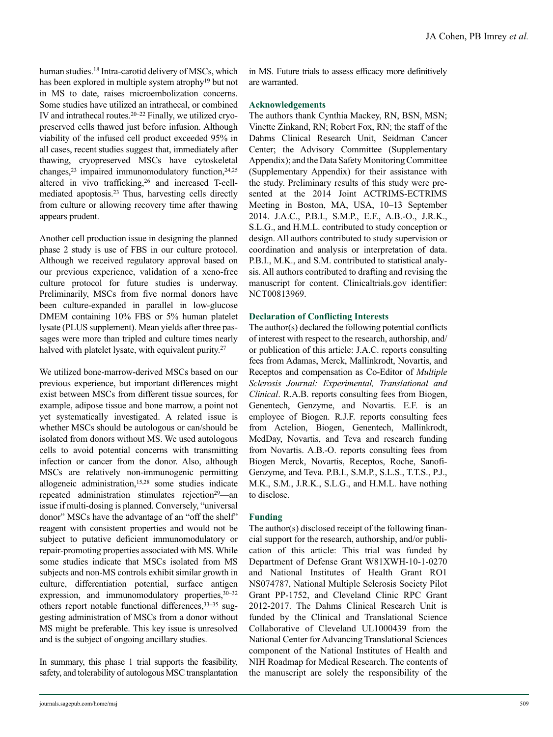human studies.[18] Intra-carotid delivery of MSCs, which has been explored in multiple system atrophy[19] but not in MS to date, raises microembolization concerns. Some studies have utilized an intrathecal, or combined IV and intrathecal routes.[20–22] Finally, we utilized cryopreserved cells thawed just before infusion. Although viability of the infused cell product exceeded 95% in all cases, recent studies suggest that, immediately after thawing, cryopreserved MSCs have cytoskeletal changes,[23] impaired immunomodulatory function,[24,25] altered in vivo trafficking,[26] and increased T-cell-mediated apoptosis.[23] Thus, harvesting cells directly from culture or allowing recovery time after thawing appears prudent.

Another cell production issue in designing the planned phase 2 study is use of FBS in our culture protocol. Although we received regulatory approval based on our previous experience, validation of a xeno-free culture protocol for future studies is underway. Preliminarily, MSCs from five normal donors have been culture-expanded in parallel in low-glucose DMEM containing 10% FBS or 5% human platelet lysate (PLUS supplement). Mean yields after three passages were more than tripled and culture times nearly halved with platelet lysate, with equivalent purity.[27]

We utilized bone-marrow-derived MSCs based on our previous experience, but important differences might exist between MSCs from different tissue sources, for example, adipose tissue and bone marrow, a point not yet systematically investigated. A related issue is whether MSCs should be autologous or can/should be isolated from donors without MS. We used autologous cells to avoid potential concerns with transmitting infection or cancer from the donor. Also, although MSCs are relatively non-immunogenic permitting allogeneic administration,[15,28] some studies indicate repeated administration stimulates rejection[29]—an issue if multi-dosing is planned. Conversely, "universal donor" MSCs have the advantage of an "off the shelf" reagent with consistent properties and would not be subject to putative deficient immunomodulatory or repair-promoting properties associated with MS. While some studies indicate that MSCs isolated from MS subjects and non-MS controls exhibit similar growth in culture, differentiation potential, surface antigen expression, and immunomodulatory properties,[30–32] others report notable functional differences,[33–35] suggesting administration of MSCs from a donor without MS might be preferable. This key issue is unresolved and is the subject of ongoing ancillary studies.

In summary, this phase 1 trial supports the feasibility, safety, and tolerability of autologous MSC transplantation in MS. Future trials to assess efficacy more definitively are warranted.

## Acknowledgements

The authors thank Cynthia Mackey, RN, BSN, MSN; Vinette Zinkand, RN; Robert Fox, RN; the staff of the Dahms Clinical Research Unit, Seidman Cancer Center; the Advisory Committee (Supplementary Appendix); and the Data Safety Monitoring Committee (Supplementary Appendix) for their assistance with the study. Preliminary results of this study were presented at the 2014 Joint ACTRIMS-ECTRIMS Meeting in Boston, MA, USA, 10–13 September 2014. J.A.C., P.B.I., S.M.P., E.F., A.B.-O., J.R.K., S.L.G., and H.M.L. contributed to study conception or design. All authors contributed to study supervision or coordination and analysis or interpretation of data. P.B.I., M.K., and S.M. contributed to statistical analysis. All authors contributed to drafting and revising the manuscript for content. Clinicaltrials.gov identifier: NCT00813969.

## Declaration of Conflicting Interests

The author(s) declared the following potential conflicts of interest with respect to the research, authorship, and/or publication of this article: J.A.C. reports consulting fees from Adamas, Merck, Mallinkrodt, Novartis, and Receptos and compensation as Co-Editor of *Multiple Sclerosis Journal: Experimental, Translational and Clinical*. R.A.B. reports consulting fees from Biogen, Genentech, Genzyme, and Novartis. E.F. is an employee of Biogen. R.J.F. reports consulting fees from Actelion, Biogen, Genentech, Mallinkrodt, MedDay, Novartis, and Teva and research funding from Novartis. A.B-O. reports consulting fees from Biogen Merck, Novartis, Receptos, Roche, Sanofi-Genzyme, and Teva. P.B.I., S.M.P., S.L.S., T.T.S., P.J., M.K., S.M., J.R.K., S.L.G., and H.M.L. have nothing to disclose.

## Funding

The author(s) disclosed receipt of the following financial support for the research, authorship, and/or publication of this article: This trial was funded by Department of Defense Grant W81XWH-10-1-0270 and National Institutes of Health Grant RO1 NS074787, National Multiple Sclerosis Society Pilot Grant PP-1752, and Cleveland Clinic RPC Grant 2012-2017. The Dahms Clinical Research Unit is funded by the Clinical and Translational Science Collaborative of Cleveland UL1000439 from the National Center for Advancing Translational Sciences component of the National Institutes of Health and NIH Roadmap for Medical Research. The contents of the manuscript are solely the responsibility of the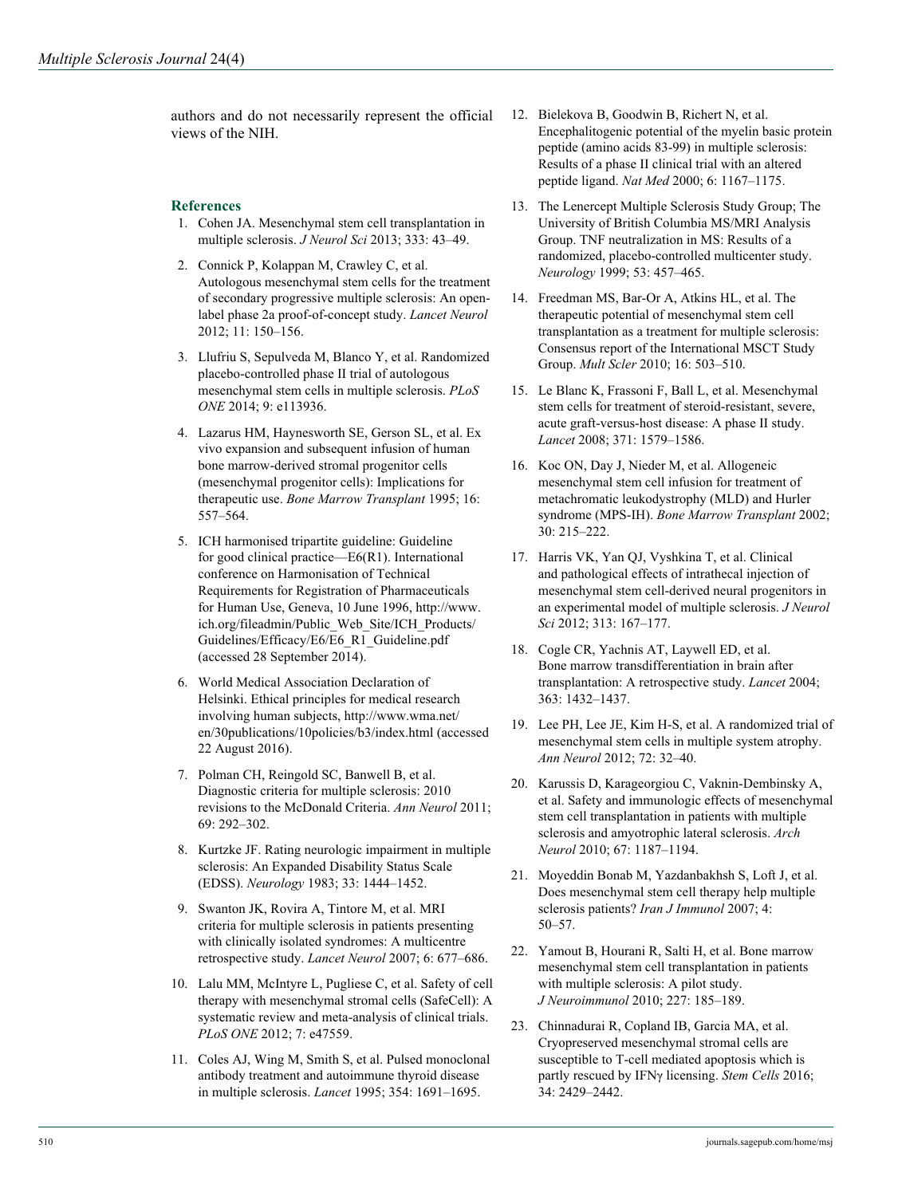authors and do not necessarily represent the official views of the NIH.

## References

1. Cohen JA. Mesenchymal stem cell transplantation in multiple sclerosis. *J Neurol Sci* 2013; 333: 43–49.
2. Connick P, Kolappan M, Crawley C, et al. Autologous mesenchymal stem cells for the treatment of secondary progressive multiple sclerosis: An open-label phase 2a proof-of-concept study. *Lancet Neurol* 2012; 11: 150–156.
3. Llufriu S, Sepulveda M, Blanco Y, et al. Randomized placebo-controlled phase II trial of autologous mesenchymal stem cells in multiple sclerosis. *PLoS ONE* 2014; 9: e113936.
4. Lazarus HM, Haynesworth SE, Gerson SL, et al. Ex vivo expansion and subsequent infusion of human bone marrow-derived stromal progenitor cells (mesenchymal progenitor cells): Implications for therapeutic use. *Bone Marrow Transplant* 1995; 16: 557–564.
5. ICH harmonised tripartite guideline: Guideline for good clinical practice—E6(R1). International conference on Harmonisation of Technical Requirements for Registration of Pharmaceuticals for Human Use, Geneva, 10 June 1996, http://www.ich.org/fileadmin/Public_Web_Site/ICH_Products/Guidelines/Efficacy/E6/E6_R1_Guideline.pdf (accessed 28 September 2014).
6. World Medical Association Declaration of Helsinki. Ethical principles for medical research involving human subjects, http://www.wma.net/en/30publications/10policies/b3/index.html (accessed 22 August 2016).
7. Polman CH, Reingold SC, Banwell B, et al. Diagnostic criteria for multiple sclerosis: 2010 revisions to the McDonald Criteria. *Ann Neurol* 2011; 69: 292–302.
8. Kurtzke JF. Rating neurologic impairment in multiple sclerosis: An Expanded Disability Status Scale (EDSS). *Neurology* 1983; 33: 1444–1452.
9. Swanton JK, Rovira A, Tintore M, et al. MRI criteria for multiple sclerosis in patients presenting with clinically isolated syndromes: A multicentre retrospective study. *Lancet Neurol* 2007; 6: 677–686.
10. Lalu MM, McIntyre L, Pugliese C, et al. Safety of cell therapy with mesenchymal stromal cells (SafeCell): A systematic review and meta-analysis of clinical trials. *PLoS ONE* 2012; 7: e47559.
11. Coles AJ, Wing M, Smith S, et al. Pulsed monoclonal antibody treatment and autoimmune thyroid disease in multiple sclerosis. *Lancet* 1995; 354: 1691–1695.
12. Bielekova B, Goodwin B, Richert N, et al. Encephalitogenic potential of the myelin basic protein peptide (amino acids 83-99) in multiple sclerosis: Results of a phase II clinical trial with an altered peptide ligand. *Nat Med* 2000; 6: 1167–1175.
13. The Lenercept Multiple Sclerosis Study Group; The University of British Columbia MS/MRI Analysis Group. TNF neutralization in MS: Results of a randomized, placebo-controlled multicenter study. *Neurology* 1999; 53: 457–465.
14. Freedman MS, Bar-Or A, Atkins HL, et al. The therapeutic potential of mesenchymal stem cell transplantation as a treatment for multiple sclerosis: Consensus report of the International MSCT Study Group. *Mult Scler* 2010; 16: 503–510.
15. Le Blanc K, Frassoni F, Ball L, et al. Mesenchymal stem cells for treatment of steroid-resistant, severe, acute graft-versus-host disease: A phase II study. *Lancet* 2008; 371: 1579–1586.
16. Koc ON, Day J, Nieder M, et al. Allogeneic mesenchymal stem cell infusion for treatment of metachromatic leukodystrophy (MLD) and Hurler syndrome (MPS-IH). *Bone Marrow Transplant* 2002; 30: 215–222.
17. Harris VK, Yan QJ, Vyshkina T, et al. Clinical and pathological effects of intrathecal injection of mesenchymal stem cell-derived neural progenitors in an experimental model of multiple sclerosis. *J Neurol Sci* 2012; 313: 167–177.
18. Cogle CR, Yachnis AT, Laywell ED, et al. Bone marrow transdifferentiation in brain after transplantation: A retrospective study. *Lancet* 2004; 363: 1432–1437.
19. Lee PH, Lee JE, Kim H-S, et al. A randomized trial of mesenchymal stem cells in multiple system atrophy. *Ann Neurol* 2012; 72: 32–40.
20. Karussis D, Karageorgiou C, Vaknin-Dembinsky A, et al. Safety and immunologic effects of mesenchymal stem cell transplantation in patients with multiple sclerosis and amyotrophic lateral sclerosis. *Arch Neurol* 2010; 67: 1187–1194.
21. Moyeddin Bonab M, Yazdanbakhsh S, Loft J, et al. Does mesenchymal stem cell therapy help multiple sclerosis patients? *Iran J Immunol* 2007; 4: 50–57.
22. Yamout B, Hourani R, Salti H, et al. Bone marrow mesenchymal stem cell transplantation in patients with multiple sclerosis: A pilot study. *J Neuroimmunol* 2010; 227: 185–189.
23. Chinnadurai R, Copland IB, Garcia MA, et al. Cryopreserved mesenchymal stromal cells are susceptible to T-cell mediated apoptosis which is partly rescued by IFNγ licensing. *Stem Cells* 2016; 34: 2429–2442.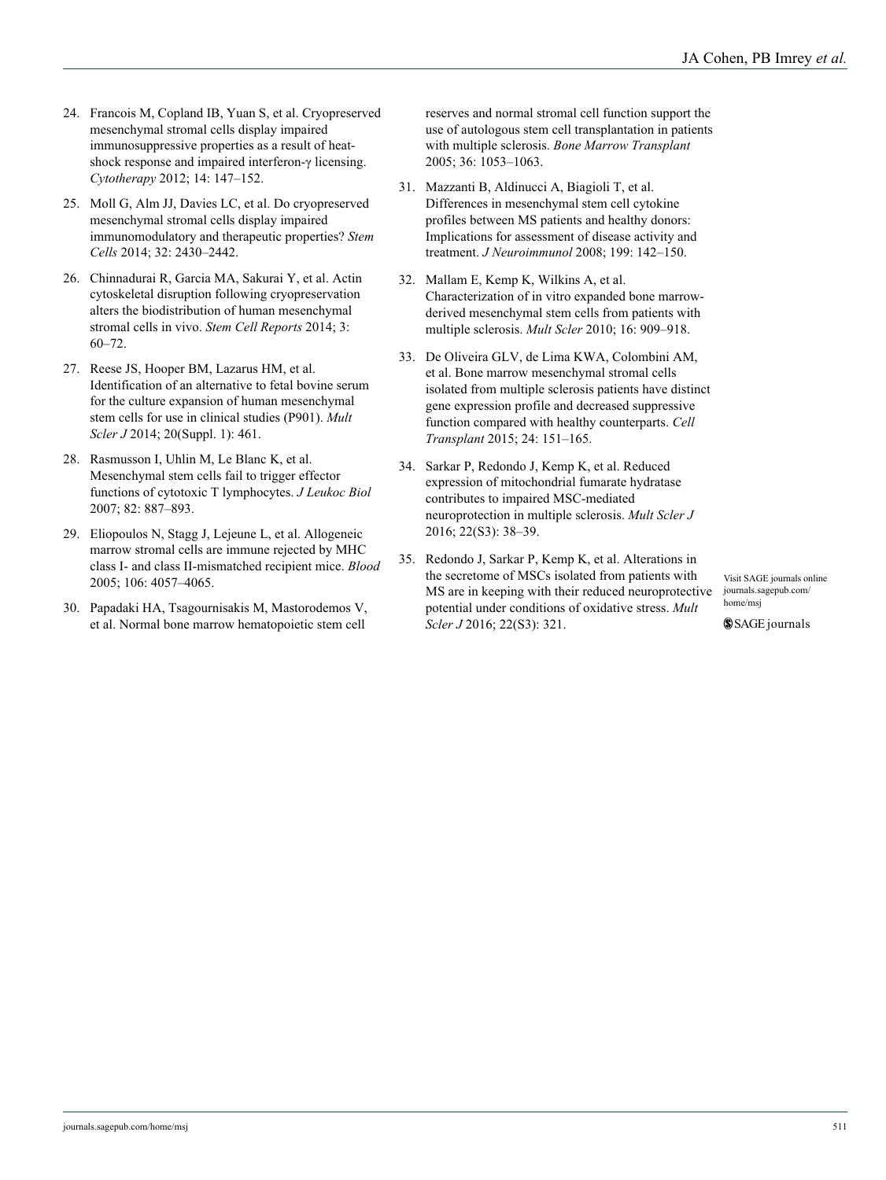24. Francois M, Copland IB, Yuan S, et al. Cryopreserved mesenchymal stromal cells display impaired immunosuppressive properties as a result of heat-shock response and impaired interferon-γ licensing. *Cytotherapy* 2012; 14: 147–152.

25. Moll G, Alm JJ, Davies LC, et al. Do cryopreserved mesenchymal stromal cells display impaired immunomodulatory and therapeutic properties? *Stem Cells* 2014; 32: 2430–2442.

26. Chinnadurai R, Garcia MA, Sakurai Y, et al. Actin cytoskeletal disruption following cryopreservation alters the biodistribution of human mesenchymal stromal cells in vivo. *Stem Cell Reports* 2014; 3: 60–72.

27. Reese JS, Hooper BM, Lazarus HM, et al. Identification of an alternative to fetal bovine serum for the culture expansion of human mesenchymal stem cells for use in clinical studies (P901). *Mult Scler J* 2014; 20(Suppl. 1): 461.

28. Rasmusson I, Uhlin M, Le Blanc K, et al. Mesenchymal stem cells fail to trigger effector functions of cytotoxic T lymphocytes. *J Leukoc Biol* 2007; 82: 887–893.

29. Eliopoulos N, Stagg J, Lejeune L, et al. Allogeneic marrow stromal cells are immune rejected by MHC class I- and class II-mismatched recipient mice. *Blood* 2005; 106: 4057–4065.

30. Papadaki HA, Tsagournisakis M, Mastorodemos V, et al. Normal bone marrow hematopoietic stem cell reserves and normal stromal cell function support the use of autologous stem cell transplantation in patients with multiple sclerosis. *Bone Marrow Transplant* 2005; 36: 1053–1063.

31. Mazzanti B, Aldinucci A, Biagioli T, et al. Differences in mesenchymal stem cell cytokine profiles between MS patients and healthy donors: Implications for assessment of disease activity and treatment. *J Neuroimmunol* 2008; 199: 142–150.

32. Mallam E, Kemp K, Wilkins A, et al. Characterization of in vitro expanded bone marrow-derived mesenchymal stem cells from patients with multiple sclerosis. *Mult Scler* 2010; 16: 909–918.

33. De Oliveira GLV, de Lima KWA, Colombini AM, et al. Bone marrow mesenchymal stromal cells isolated from multiple sclerosis patients have distinct gene expression profile and decreased suppressive function compared with healthy counterparts. *Cell Transplant* 2015; 24: 151–165.

34. Sarkar P, Redondo J, Kemp K, et al. Reduced expression of mitochondrial fumarate hydratase contributes to impaired MSC-mediated neuroprotection in multiple sclerosis. *Mult Scler J* 2016; 22(S3): 38–39.

35. Redondo J, Sarkar P, Kemp K, et al. Alterations in the secretome of MSCs isolated from patients with MS are in keeping with their reduced neuroprotective potential under conditions of oxidative stress. *Mult Scler J* 2016; 22(S3): 321.

Visit SAGE journals online journals.sagepub.com/home/msj

SAGE journals